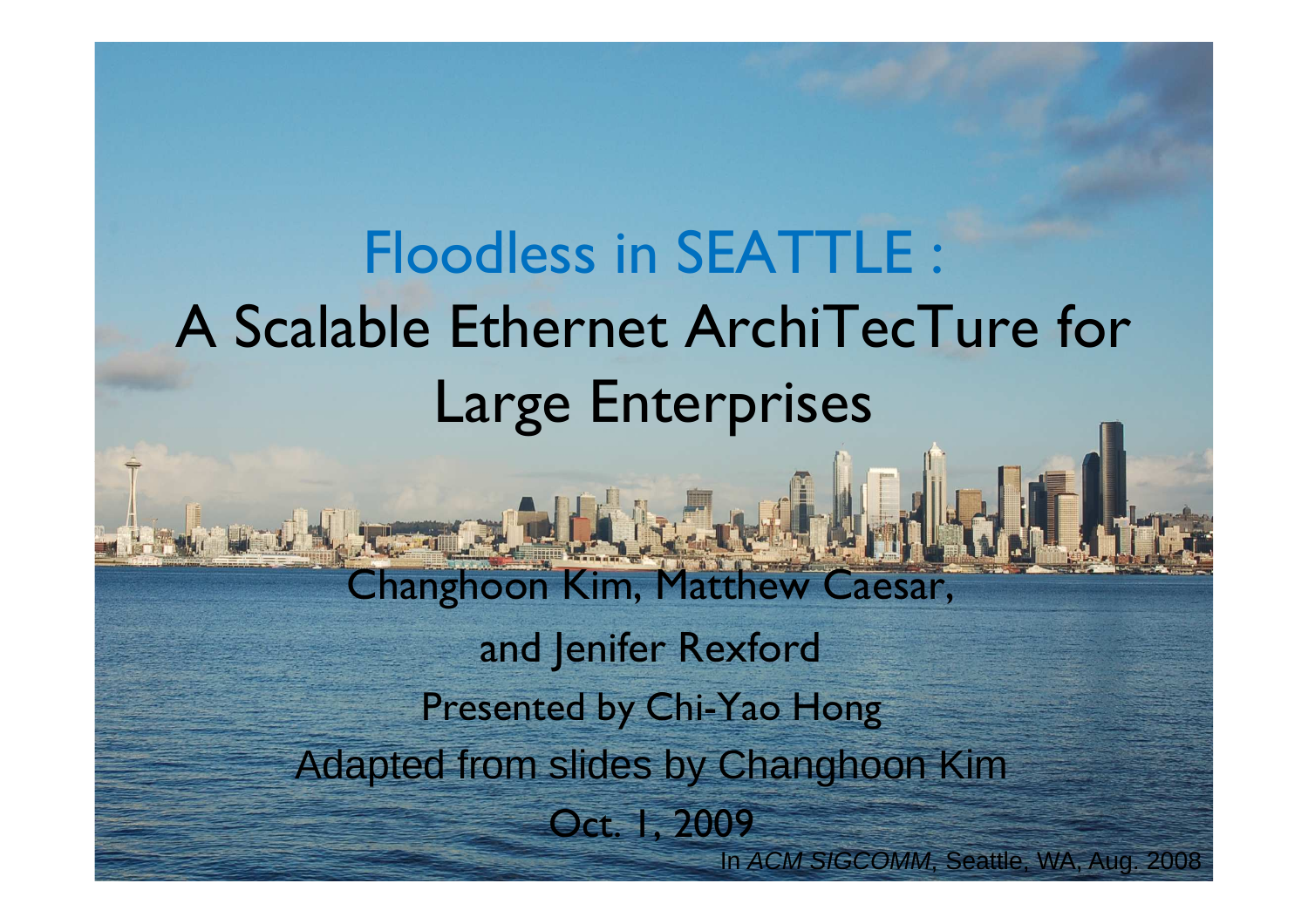# Floodless in SEATTLE : A Scalable Ethernet ArchiTecTure for Large Enterprises

Changhoon Kim, Matthew Caesar,

and Jenifer Rexford

Presented by Chi-Yao Hong

Adapted from slides by Changhoon Kim

Oct. 1, 2009

In *ACM SIGCOMM*, Seattle, WA, Aug. 2008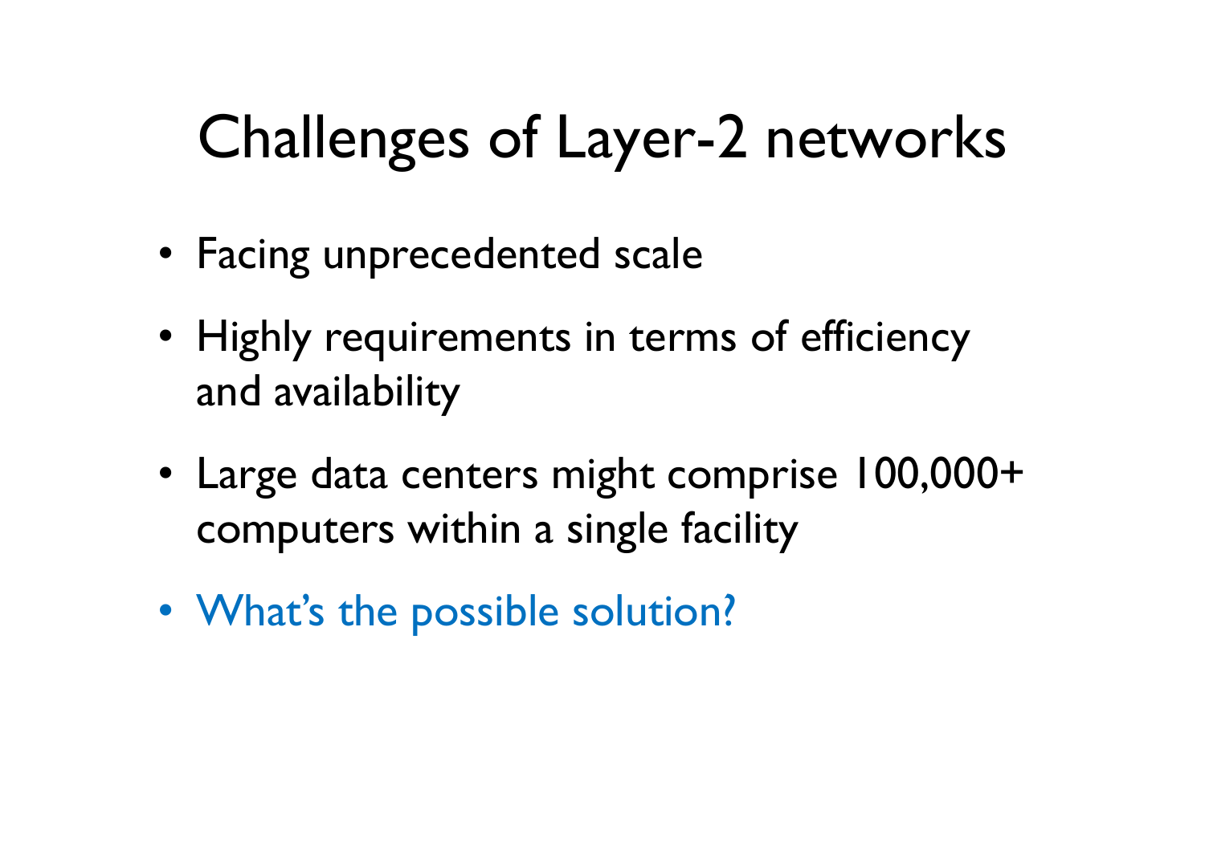# Challenges of Layer-2 networks

- Facing unprecedented scale
- Highly requirements in terms of efficiency and availability
- Large data centers might comprise 100,000+ computers within a single facility
- What's the possible solution?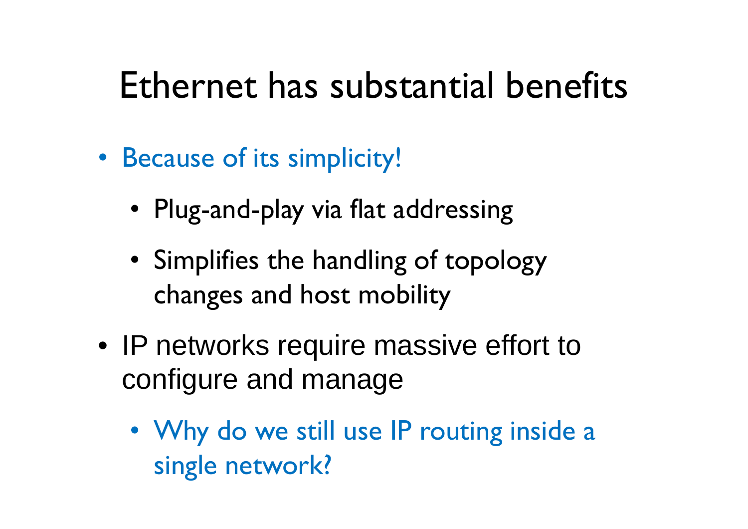# Ethernet has substantial benefits

- Because of its simplicity!
  - Plug-and-play via flat addressing
  - Simplifies the handling of topology changes and host mobility
- IP networks require massive effort to configure and manage
  - Why do we still use IP routing inside a single network?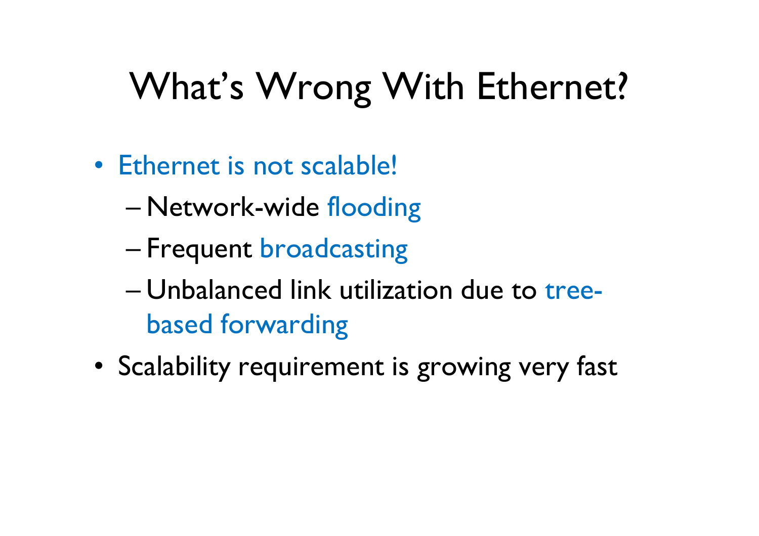# What's Wrong With Ethernet?

- Ethernet is not scalable!
  - Network-wide flooding
  - Frequent broadcasting
  - Unbalanced link utilization due to tree-based forwarding
- Scalability requirement is growing very fast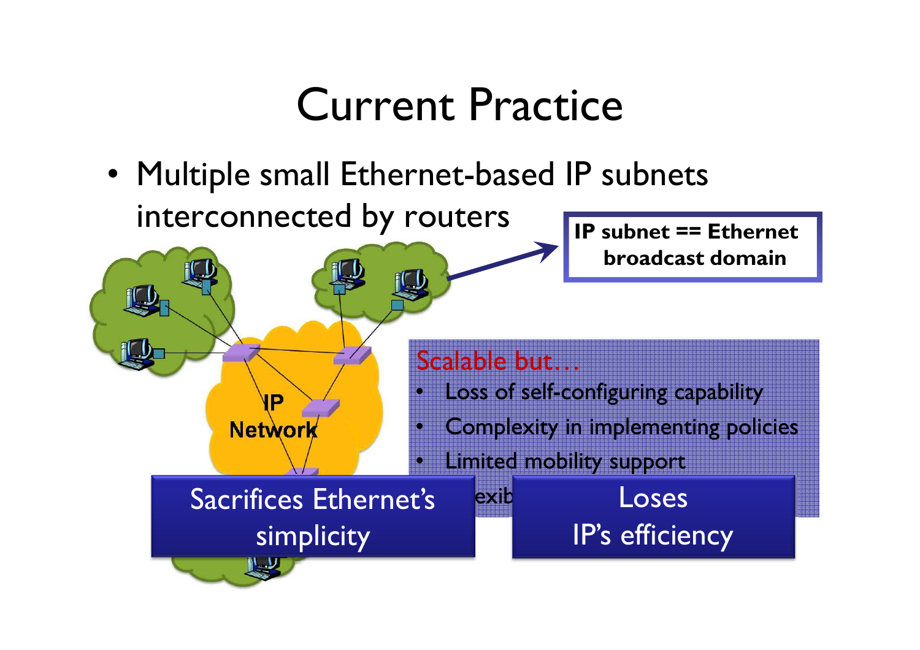# Current Practice

- Multiple small Ethernet-based IP subnets interconnected by routers

**IP subnet == Ethernet broadcast domain**

IP Network

Scalable but…

- Loss of self-configuring capability
- Complexity in implementing policies
- Limited mobility support
- …exib…

Sacrifices Ethernet's simplicity

Loses IP's efficiency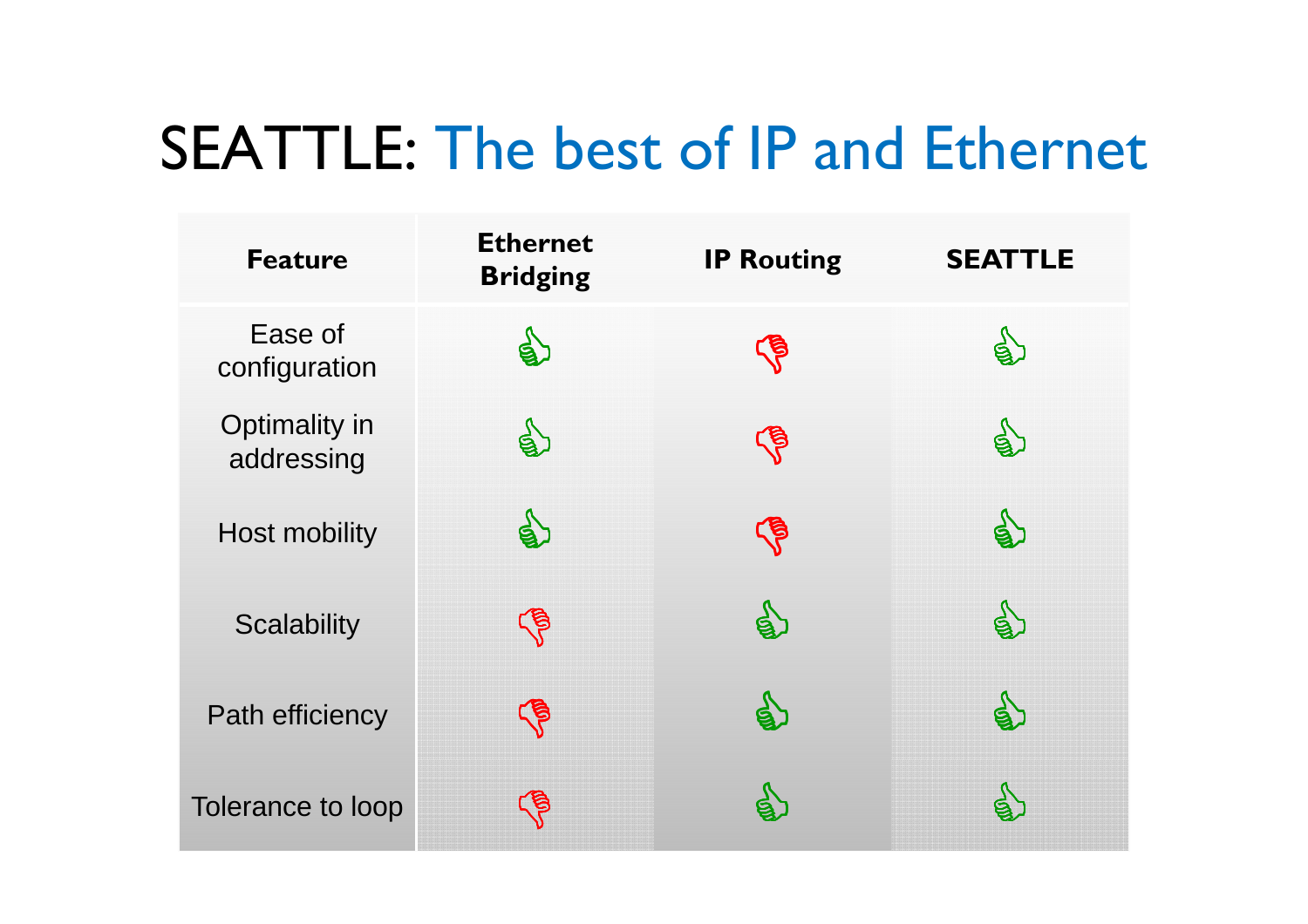# SEATTLE: The best of IP and Ethernet

| Feature | Ethernet Bridging | IP Routing | SEATTLE |
|---|---|---|---|
| Ease of configuration | 👍 | 👎 | 👍 |
| Optimality in addressing | 👍 | 👎 | 👍 |
| Host mobility | 👍 | 👎 | 👍 |
| Scalability | 👎 | 👍 | 👍 |
| Path efficiency | 👎 | 👍 | 👍 |
| Tolerance to loop | 👎 | 👍 | 👍 |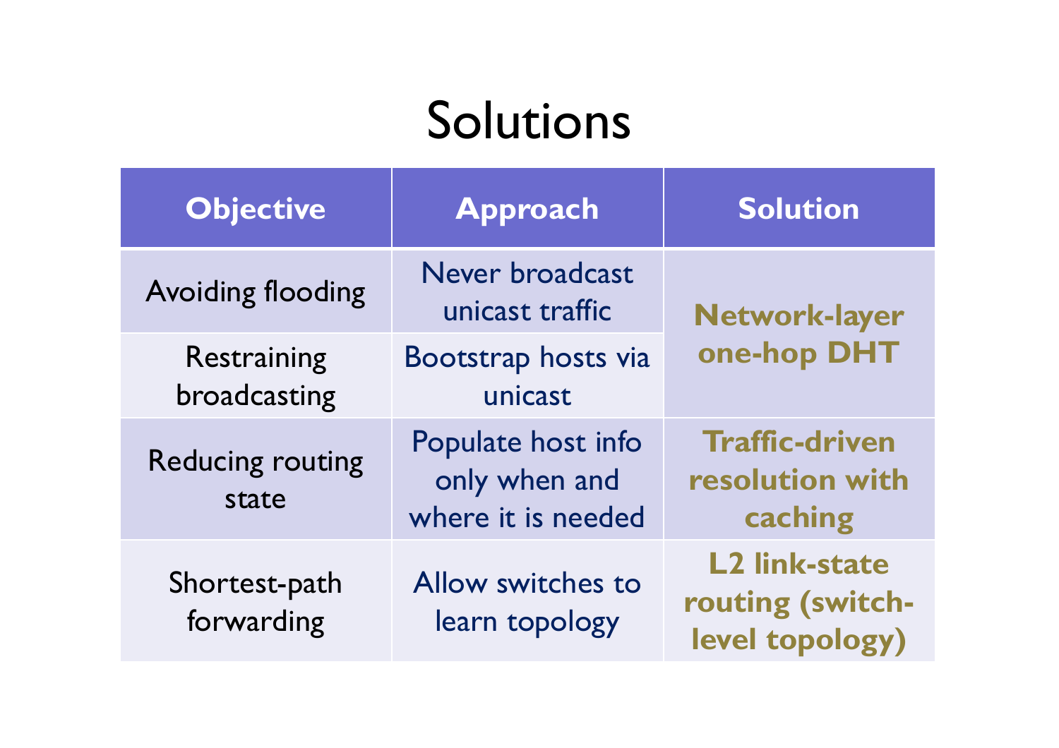# Solutions

| Objective | Approach | Solution |
|---|---|---|
| Avoiding flooding | Never broadcast unicast traffic | **Network-layer one-hop DHT** |
| Restraining broadcasting | Bootstrap hosts via unicast | |
| Reducing routing state | Populate host info only when and where it is needed | **Traffic-driven resolution with caching** |
| Shortest-path forwarding | Allow switches to learn topology | **L2 link-state routing (switch-level topology)** |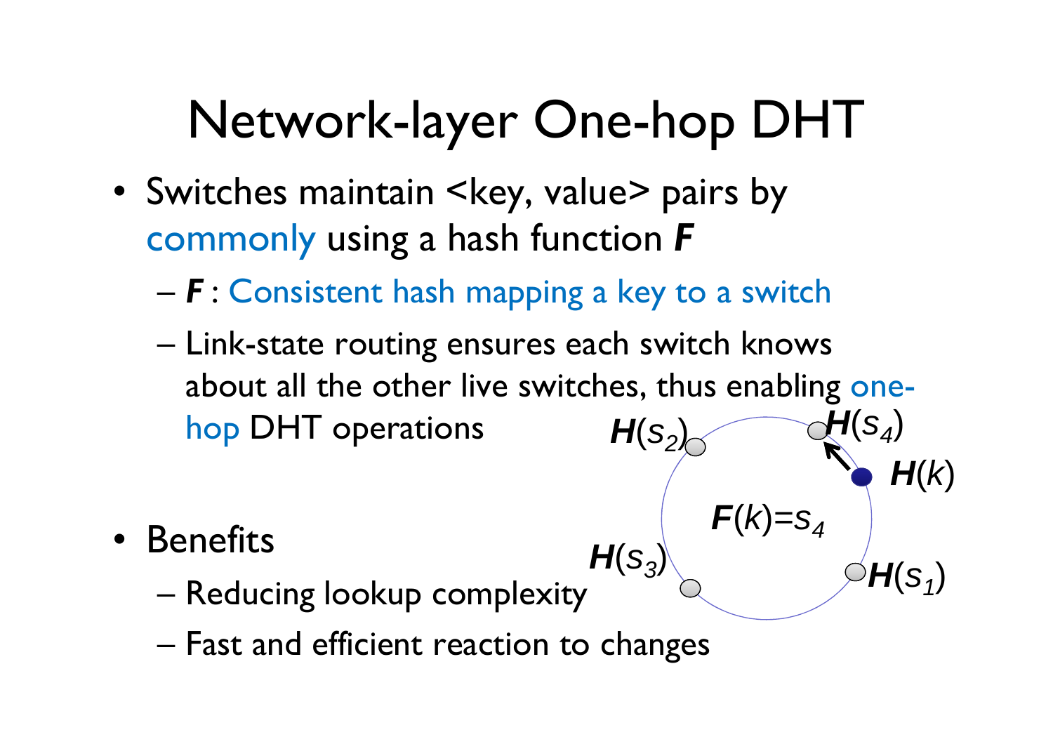# Network-layer One-hop DHT

- Switches maintain <key, value> pairs by commonly using a hash function ***F***
  - ***F*** : Consistent hash mapping a key to a switch
  - Link-state routing ensures each switch knows about all the other live switches, thus enabling one-hop DHT operations
- Benefits
  - Reducing lookup complexity
  - Fast and efficient reaction to changes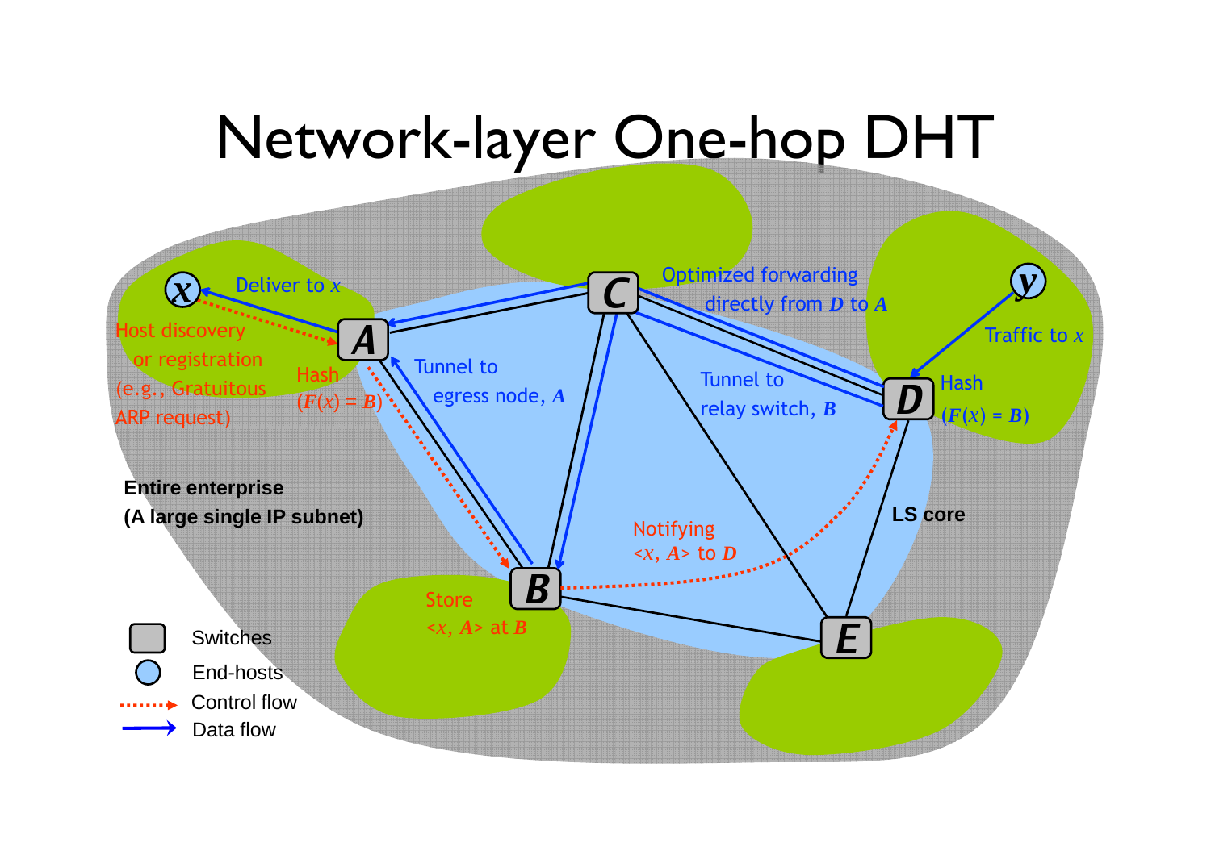# Network-layer One-hop DHT

Deliver to $x$

Host discovery or registration (e.g., Gratuitous ARP request)

Hash ($F(x) = B$)

Tunnel to egress node, $A$

Optimized forwarding directly from $D$ to $A$

Traffic to $x$

Tunnel to relay switch, $B$

Hash ($F(x) = B$)

**Entire enterprise (A large single IP subnet)**

Notifying $<x, A>$ to $D$

**LS core**

Store $<x, A>$ at $B$

- Switches
- End-hosts
- Control flow
- Data flow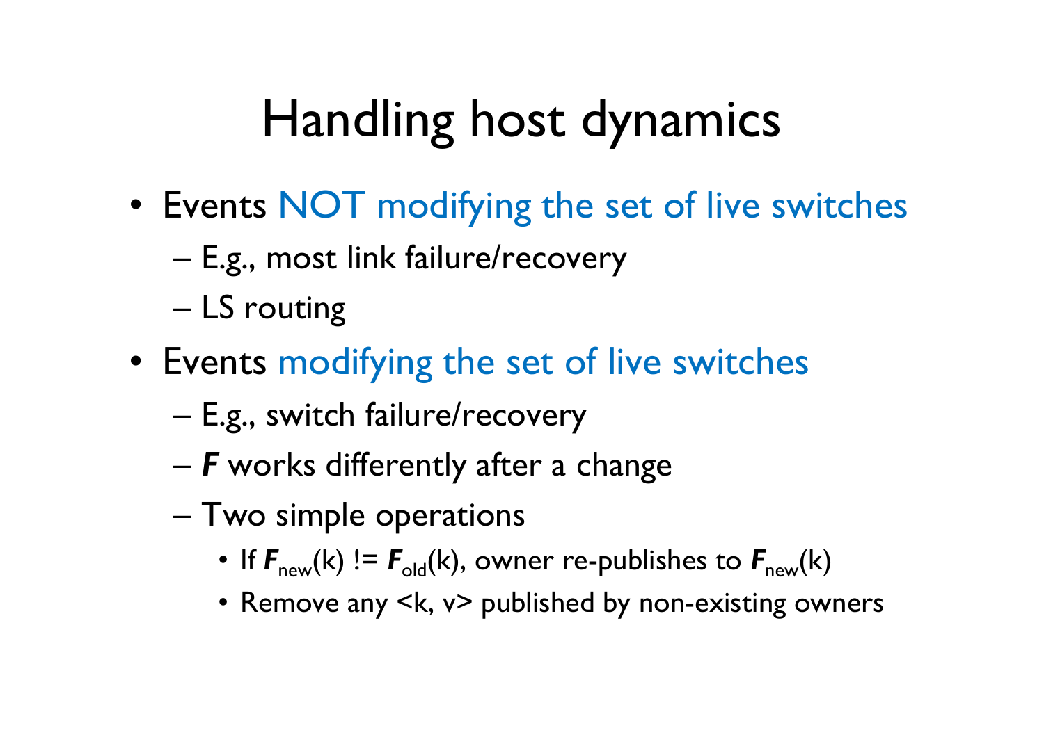# Handling host dynamics

- Events NOT modifying the set of live switches
  - E.g., most link failure/recovery
  - LS routing
- Events modifying the set of live switches
  - E.g., switch failure/recovery
  - ***F*** works differently after a change
  - Two simple operations
    - If $\boldsymbol{F}_{new}(k)$ != $\boldsymbol{F}_{old}(k)$, owner re-publishes to $\boldsymbol{F}_{new}(k)$
    - Remove any <k, v> published by non-existing owners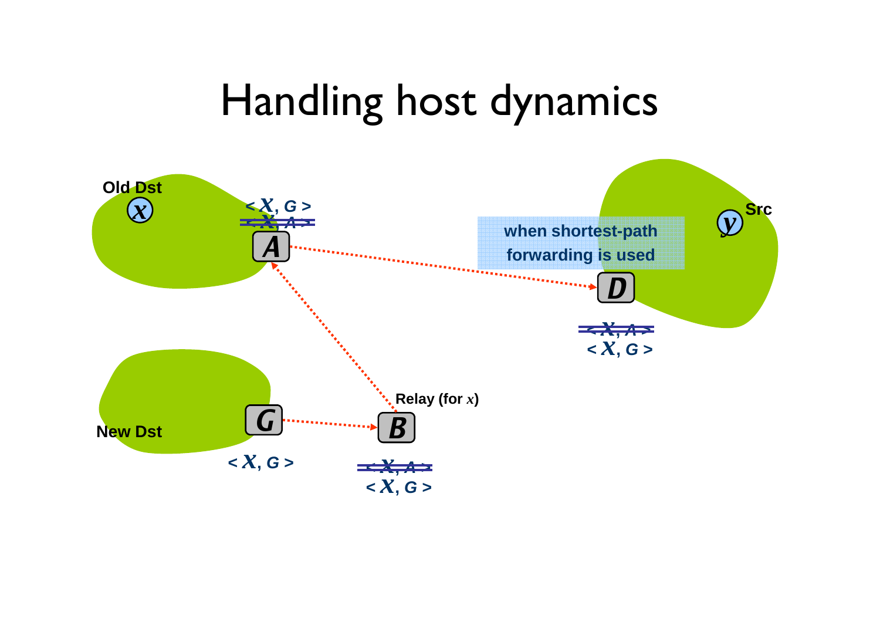# Handling host dynamics

Old Dst

$x$

< $X$, G >

~~< $X$, A >~~

$A$

when shortest-path forwarding is used

$y$ Src

$D$

~~< $X$, A >~~

< $X$, G >

Relay (for $x$)

New Dst

$G$

< $X$, G >

$B$

~~< $X$, A >~~

< $X$, G >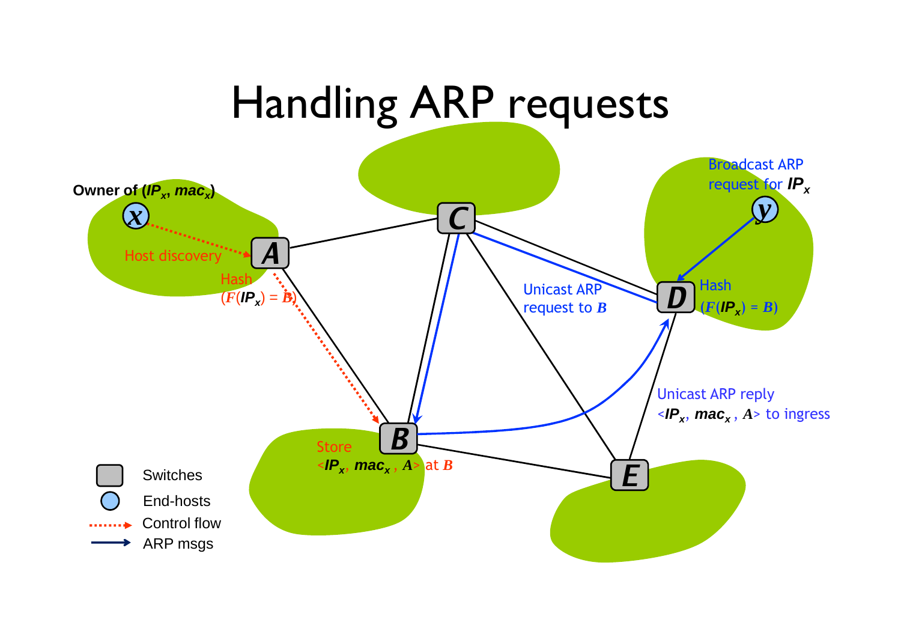# Handling ARP requests

Owner of ($IP_x$, $mac_x$)

$x$

Host discovery

$A$

Hash ($F(IP_x) = B$)

$C$

$B$

Store $<IP_x, mac_x, A>$ at $B$

Broadcast ARP request for $IP_x$

$y$

$D$

Hash ($F(IP_x) = B$)

Unicast ARP request to $B$

Unicast ARP reply $<IP_x, mac_x, A>$ to ingress

$E$

Switches

End-hosts

Control flow

ARP msgs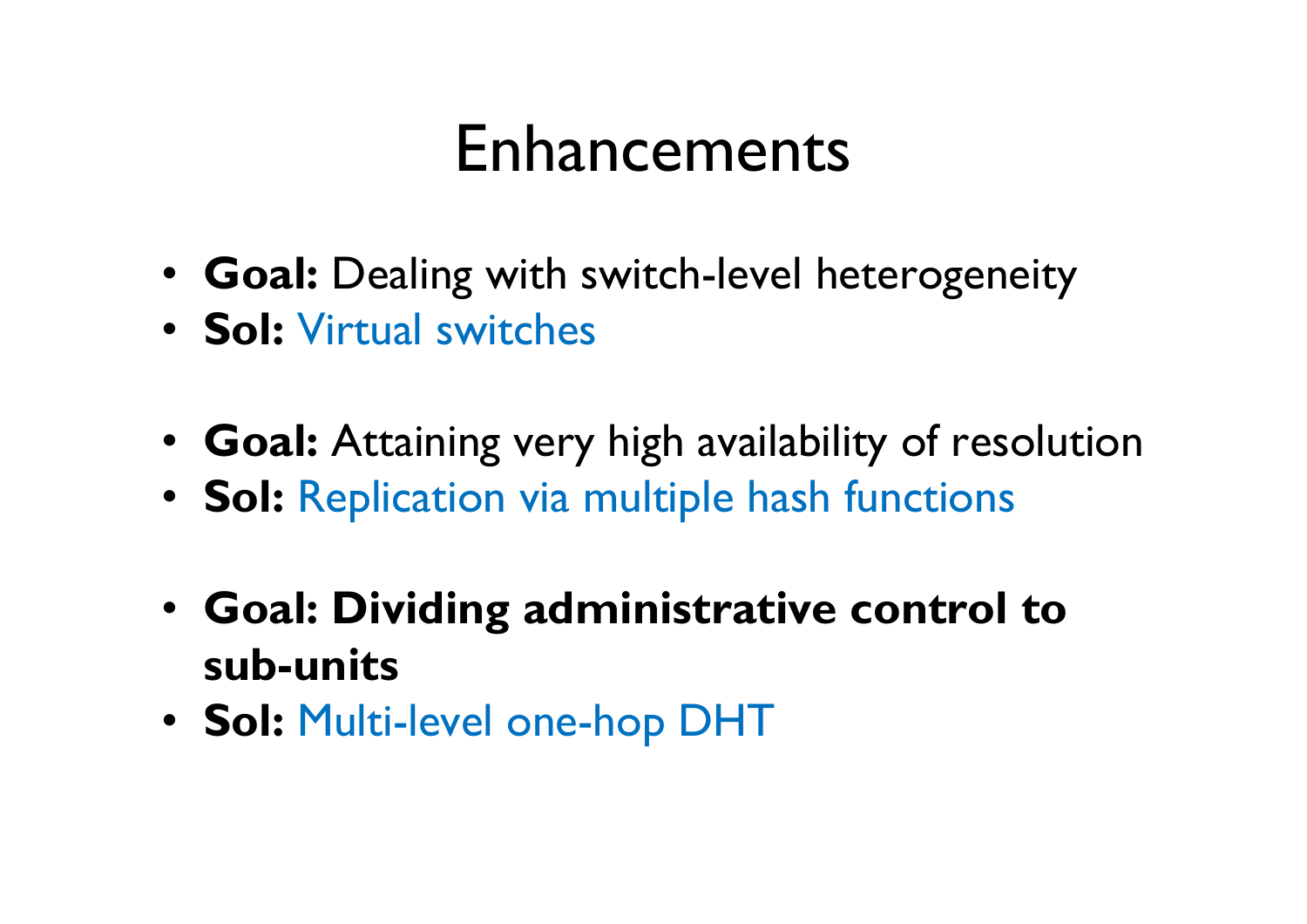# Enhancements

- **Goal:** Dealing with switch-level heterogeneity
- **Sol:** Virtual switches

- **Goal:** Attaining very high availability of resolution
- **Sol:** Replication via multiple hash functions

- **Goal: Dividing administrative control to sub-units**
- **Sol:** Multi-level one-hop DHT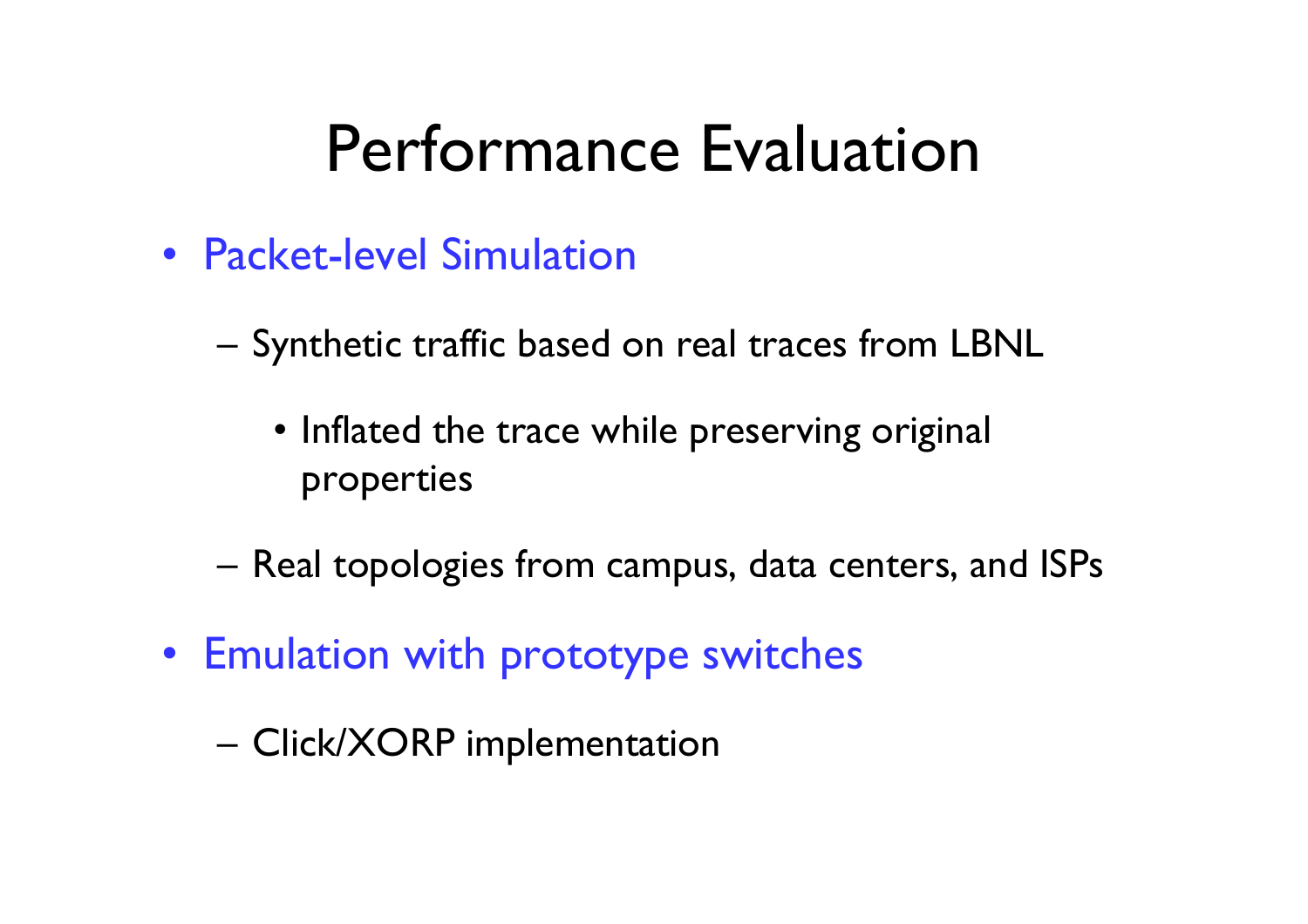# Performance Evaluation

- Packet-level Simulation
  - Synthetic traffic based on real traces from LBNL
    - Inflated the trace while preserving original properties
  - Real topologies from campus, data centers, and ISPs
- Emulation with prototype switches
  - Click/XORP implementation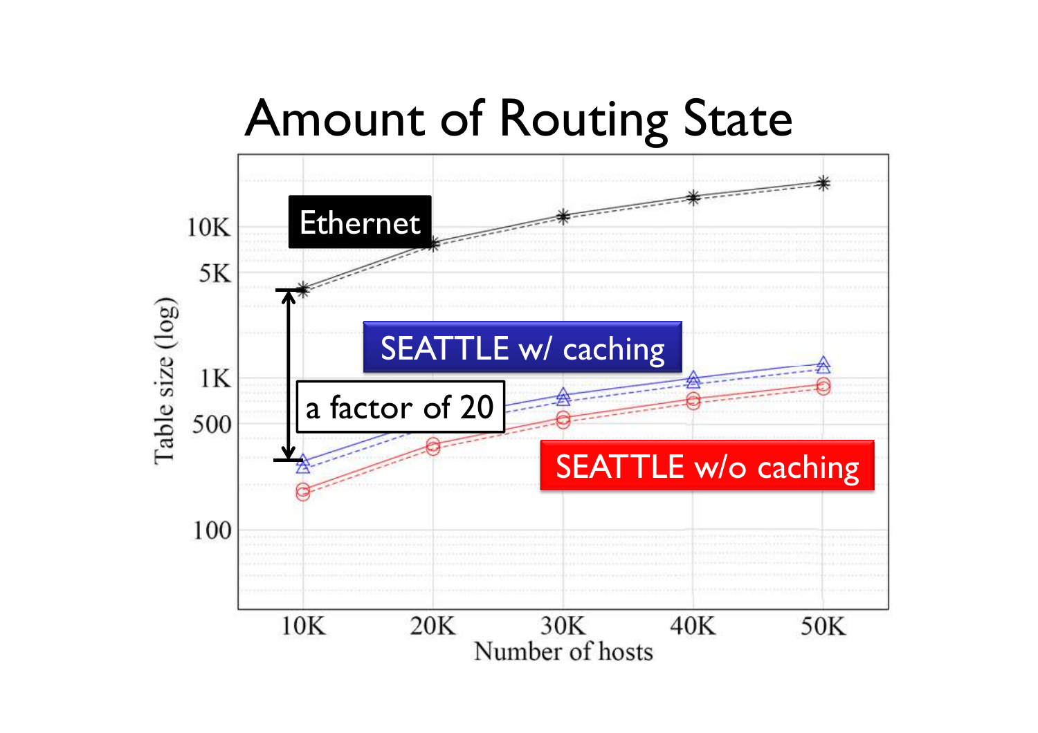# Amount of Routing State

Ethernet

SEATTLE w/ caching

a factor of 20

SEATTLE w/o caching

Table size (log)

10K
5K
1K
500
100

Number of hosts

10K 20K 30K 40K 50K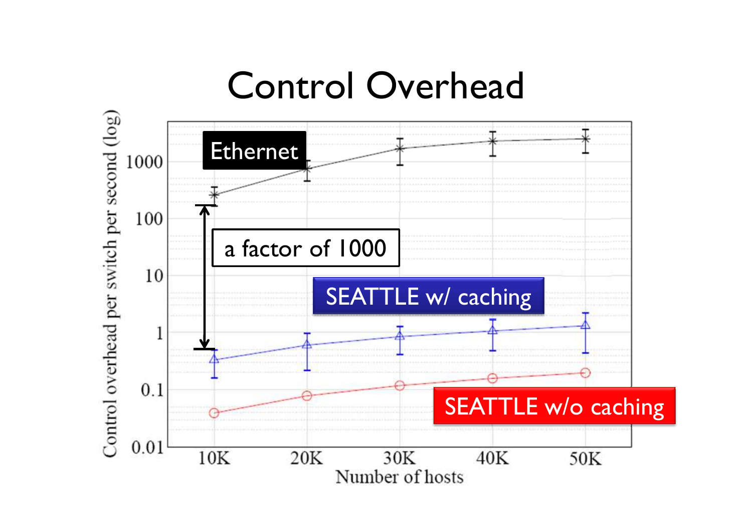# Control Overhead

Ethernet

a factor of 1000

SEATTLE w/ caching

SEATTLE w/o caching

Control overhead per switch per second (log)

1000

100

10

1

0.1

0.01

10K 20K 30K 40K 50K

Number of hosts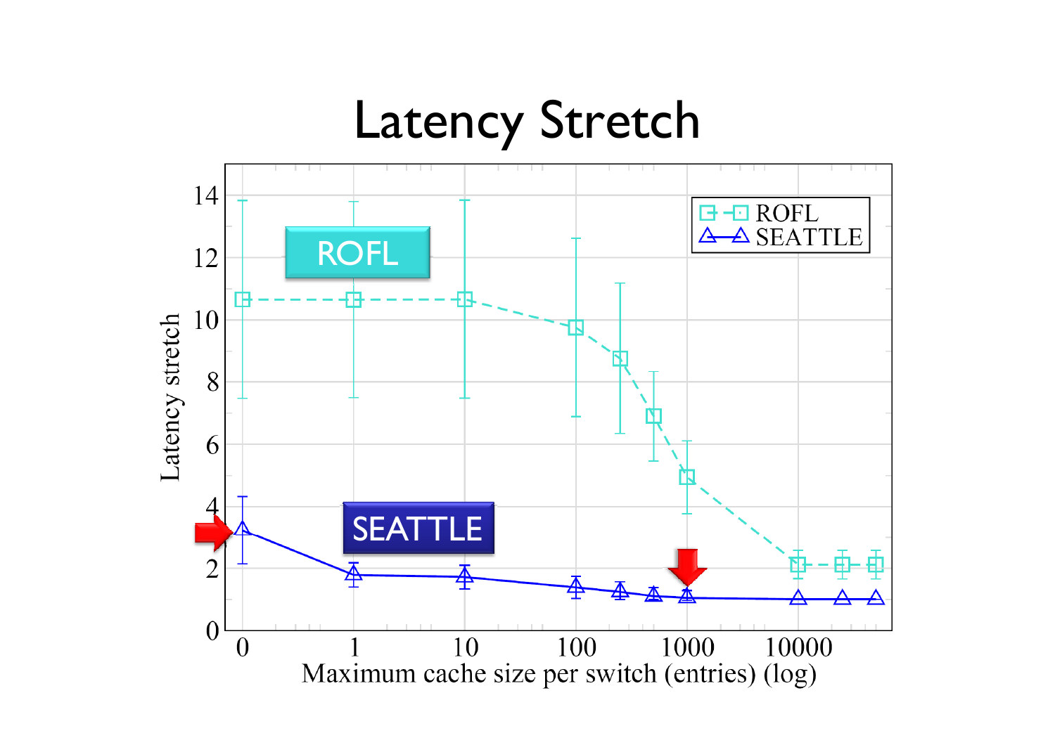# Latency Stretch

Latency stretch vs. Maximum cache size per switch (entries) (log)

- ROFL
- SEATTLE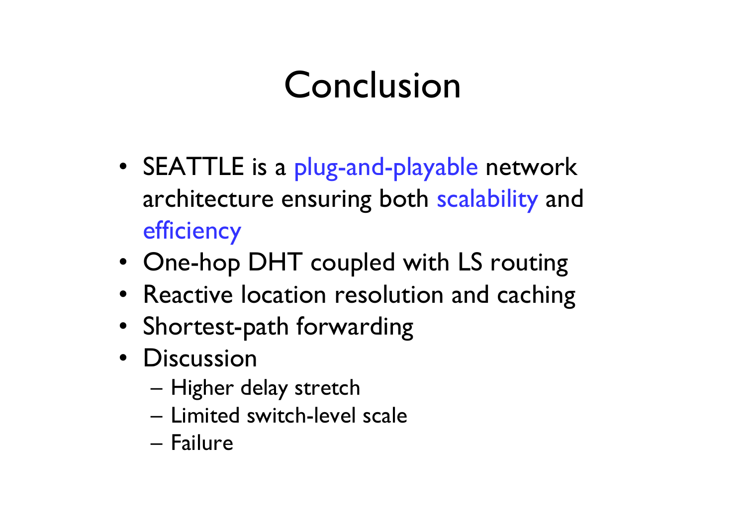# Conclusion

- SEATTLE is a plug-and-playable network architecture ensuring both scalability and efficiency
- One-hop DHT coupled with LS routing
- Reactive location resolution and caching
- Shortest-path forwarding
- Discussion
  - Higher delay stretch
  - Limited switch-level scale
  - Failure